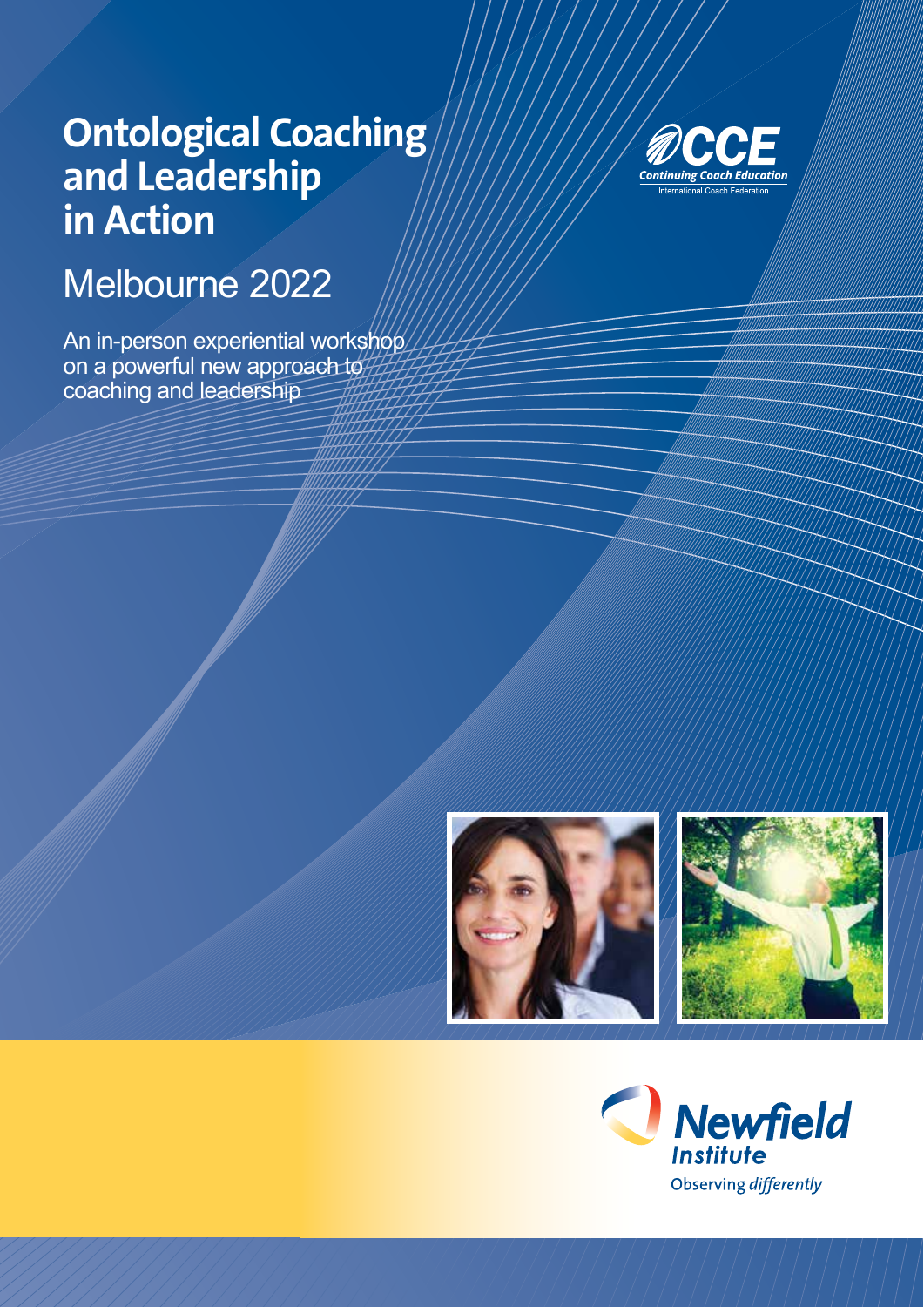# Ontological Coaching and Leadership in Action

## Melbourne 2022

An in-person experiential workshop on a powerful new approach to coaching and leadership

CCE
*Continuing Coach Education*
International Coach Federation

**Newfield Institute**
Observing *differently*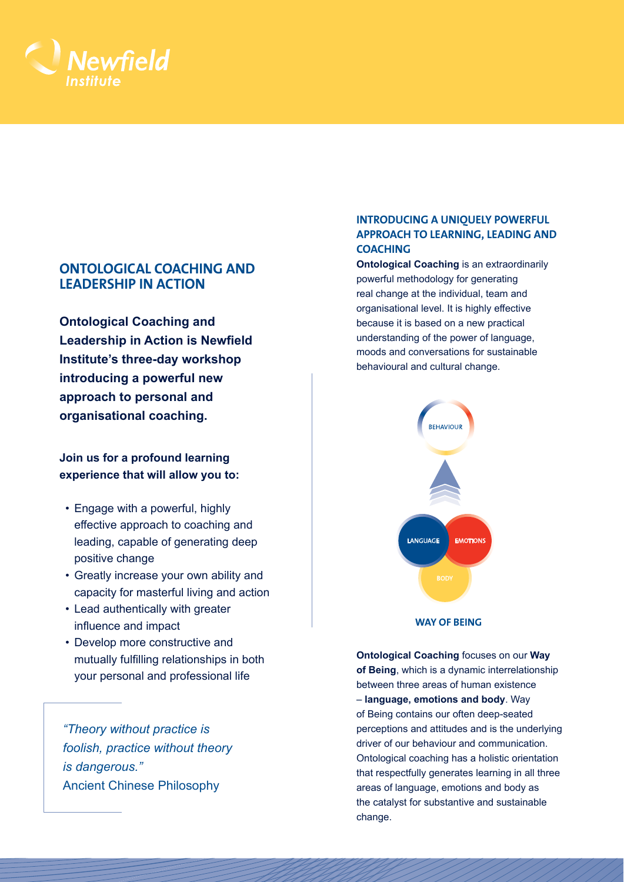Newfield Institute

## ONTOLOGICAL COACHING AND LEADERSHIP IN ACTION

**Ontological Coaching and Leadership in Action is Newfield Institute's three-day workshop introducing a powerful new approach to personal and organisational coaching.**

**Join us for a profound learning experience that will allow you to:**

- Engage with a powerful, highly effective approach to coaching and leading, capable of generating deep positive change
- Greatly increase your own ability and capacity for masterful living and action
- Lead authentically with greater influence and impact
- Develop more constructive and mutually fulfilling relationships in both your personal and professional life

*"Theory without practice is foolish, practice without theory is dangerous."*
Ancient Chinese Philosophy

## INTRODUCING A UNIQUELY POWERFUL APPROACH TO LEARNING, LEADING AND COACHING

**Ontological Coaching** is an extraordinarily powerful methodology for generating real change at the individual, team and organisational level. It is highly effective because it is based on a new practical understanding of the power of language, moods and conversations for sustainable behavioural and cultural change.

BEHAVIOUR

LANGUAGE EMOTIONS

BODY

WAY OF BEING

**Ontological Coaching** focuses on our **Way of Being**, which is a dynamic interrelationship between three areas of human existence – **language, emotions and body**. Way of Being contains our often deep-seated perceptions and attitudes and is the underlying driver of our behaviour and communication. Ontological coaching has a holistic orientation that respectfully generates learning in all three areas of language, emotions and body as the catalyst for substantive and sustainable change.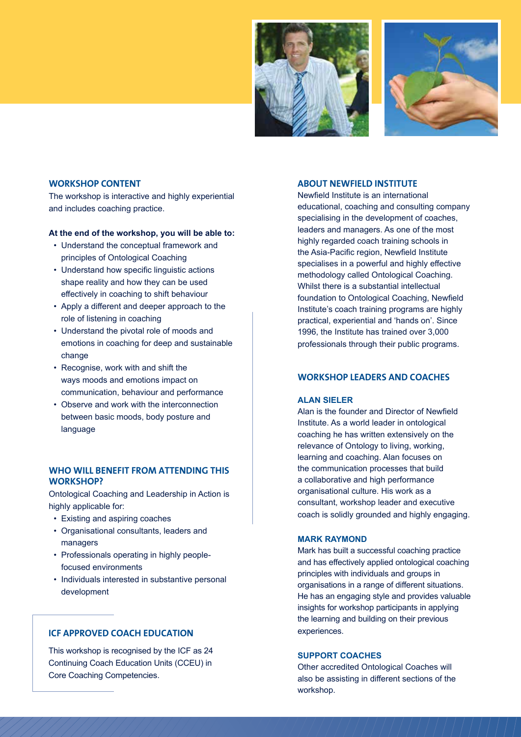## WORKSHOP CONTENT

The workshop is interactive and highly experiential and includes coaching practice.

**At the end of the workshop, you will be able to:**

- Understand the conceptual framework and principles of Ontological Coaching
- Understand how specific linguistic actions shape reality and how they can be used effectively in coaching to shift behaviour
- Apply a different and deeper approach to the role of listening in coaching
- Understand the pivotal role of moods and emotions in coaching for deep and sustainable change
- Recognise, work with and shift the ways moods and emotions impact on communication, behaviour and performance
- Observe and work with the interconnection between basic moods, body posture and language

## WHO WILL BENEFIT FROM ATTENDING THIS WORKSHOP?

Ontological Coaching and Leadership in Action is highly applicable for:

- Existing and aspiring coaches
- Organisational consultants, leaders and managers
- Professionals operating in highly people-focused environments
- Individuals interested in substantive personal development

## ICF APPROVED COACH EDUCATION

This workshop is recognised by the ICF as 24 Continuing Coach Education Units (CCEU) in Core Coaching Competencies.

## ABOUT NEWFIELD INSTITUTE

Newfield Institute is an international educational, coaching and consulting company specialising in the development of coaches, leaders and managers. As one of the most highly regarded coach training schools in the Asia-Pacific region, Newfield Institute specialises in a powerful and highly effective methodology called Ontological Coaching. Whilst there is a substantial intellectual foundation to Ontological Coaching, Newfield Institute's coach training programs are highly practical, experiential and 'hands on'. Since 1996, the Institute has trained over 3,000 professionals through their public programs.

## WORKSHOP LEADERS AND COACHES

### ALAN SIELER

Alan is the founder and Director of Newfield Institute. As a world leader in ontological coaching he has written extensively on the relevance of Ontology to living, working, learning and coaching. Alan focuses on the communication processes that build a collaborative and high performance organisational culture. His work as a consultant, workshop leader and executive coach is solidly grounded and highly engaging.

### MARK RAYMOND

Mark has built a successful coaching practice and has effectively applied ontological coaching principles with individuals and groups in organisations in a range of different situations. He has an engaging style and provides valuable insights for workshop participants in applying the learning and building on their previous experiences.

### SUPPORT COACHES

Other accredited Ontological Coaches will also be assisting in different sections of the workshop.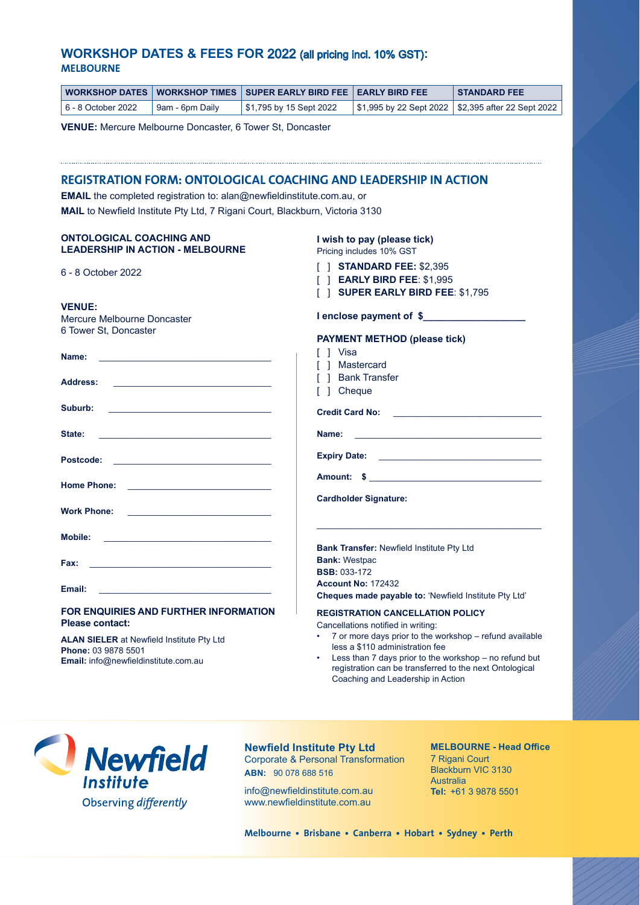## WORKSHOP DATES & FEES FOR 2022 (all pricing incl. 10% GST):

### MELBOURNE

| WORKSHOP DATES | WORKSHOP TIMES | SUPER EARLY BIRD FEE | EARLY BIRD FEE | STANDARD FEE |
|---|---|---|---|---|
| 6 - 8 October 2022 | 9am - 6pm Daily | $1,795 by 15 Sept 2022 | $1,995 by 22 Sept 2022 | $2,395 after 22 Sept 2022 |

**VENUE:** Mercure Melbourne Doncaster, 6 Tower St, Doncaster

## REGISTRATION FORM: ONTOLOGICAL COACHING AND LEADERSHIP IN ACTION

**EMAIL** the completed registration to: alan@newfieldinstitute.com.au, or

**MAIL** to Newfield Institute Pty Ltd, 7 Rigani Court, Blackburn, Victoria 3130

**ONTOLOGICAL COACHING AND LEADERSHIP IN ACTION - MELBOURNE**

6 - 8 October 2022

**VENUE:**
Mercure Melbourne Doncaster
6 Tower St, Doncaster

**Name:** ______________________

**Address:** ______________________

**Suburb:** ______________________

**State:** ______________________

**Postcode:** ______________________

**Home Phone:** ______________________

**Work Phone:** ______________________

**Mobile:** ______________________

**Fax:** ______________________

**Email:** ______________________

**FOR ENQUIRIES AND FURTHER INFORMATION Please contact:**

**ALAN SIELER** at Newfield Institute Pty Ltd
**Phone:** 03 9878 5501
**Email:** info@newfieldinstitute.com.au

**I wish to pay (please tick)**
Pricing includes 10% GST

[ ] **STANDARD FEE:** $2,395
[ ] **EARLY BIRD FEE**: $1,995
[ ] **SUPER EARLY BIRD FEE**: $1,795

**I enclose payment of $**__________________

**PAYMENT METHOD (please tick)**

[ ] Visa
[ ] Mastercard
[ ] Bank Transfer
[ ] Cheque

**Credit Card No:** ______________________

**Name:** ______________________

**Expiry Date:** ______________________

**Amount: $** ______________________

**Cardholder Signature:**

______________________

**Bank Transfer:** Newfield Institute Pty Ltd
**Bank:** Westpac
**BSB:** 033-172
**Account No:** 172432
**Cheques made payable to:** 'Newfield Institute Pty Ltd'

**REGISTRATION CANCELLATION POLICY**

Cancellations notified in writing:

- 7 or more days prior to the workshop – refund available less a $110 administration fee
- Less than 7 days prior to the workshop – no refund but registration can be transferred to the next Ontological Coaching and Leadership in Action

Newfield Institute
Observing *differently*

**Newfield Institute Pty Ltd**
Corporate & Personal Transformation
**ABN:** 90 078 688 516

info@newfieldinstitute.com.au
www.newfieldinstitute.com.au

**MELBOURNE - Head Office**
7 Rigani Court
Blackburn VIC 3130
Australia
**Tel:** +61 3 9878 5501

**Melbourne • Brisbane • Canberra • Hobart • Sydney • Perth**